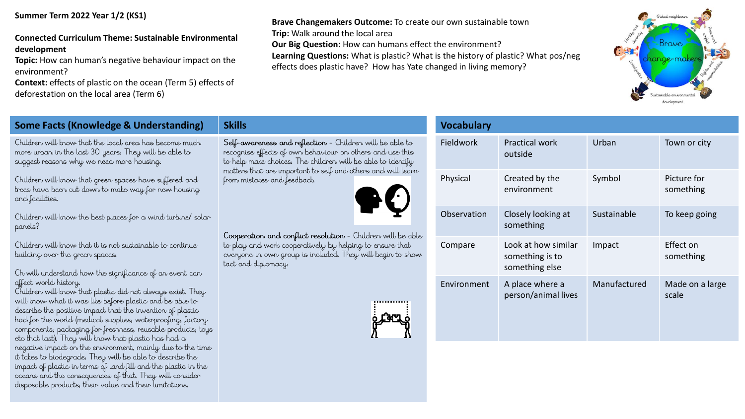**Summer Term 2022 Year 1/2 (KS1)**

**Connected Curriculum Theme: Sustainable Environmental development**

**Topic:** How can human's negative behaviour impact on the environment?

**Context:** effects of plastic on the ocean (Term 5) effects of deforestation on the local area (Term 6)

**Brave Changemakers Outcome:** To create our own sustainable town

**Trip:** Walk around the local area

**Our Big Question:** How can humans effect the environment?

**Learning Questions:** What is plastic? What is the history of plastic? What pos/neg effects does plastic have? How has Yate changed in living memory?

## Some Facts (Knowledge & Understanding)

Children will know that the local area has become much more urban in the last 30 years. They will be able to suggest reasons why we need more housing.

Children will know that green spaces have suffered and trees have been cut down to make way for new housing and facilities.

Children will know the best places for a wind turbine/ solar panels?

Children will know that it is not sustainable to continue building over the green spaces.

Ch will understand how the significance of an event can affect world history.

Children will know that plastic did not always exist. They will know what it was like before plastic and be able to describe the positive impact that the invention of plastic had for the world (medical supplies, waterproofing, factory components, packaging for freshness, reusable products, toys etc that last). They will know that plastic has had a negative impact on the environment, mainly due to the time it takes to biodegrade. They will be able to describe the impact of plastic in terms of land fill and the plastic in the oceans and the consequences of that. They will consider disposable products, their value and their limitations.

## Skills

Self-awareness and reflection - Children will be able to recognise effects of own behaviour on others and use this to help make choices. The children will be able to identify matters that are important to self and others and will learn from mistakes and feedback.

Cooperation and conflict resolution - Children will be able to play and work cooperatively by helping to ensure that everyone in own group is included. They will begin to show tact and diplomacy.

## Vocabulary

| | | | |
|---|---|---|---|
| Fieldwork | Practical work outside | Urban | Town or city |
| Physical | Created by the environment | Symbol | Picture for something |
| Observation | Closely looking at something | Sustainable | To keep going |
| Compare | Look at how similar something is to something else | Impact | Effect on something |
| Environment | A place where a person/animal lives | Manufactured | Made on a large scale |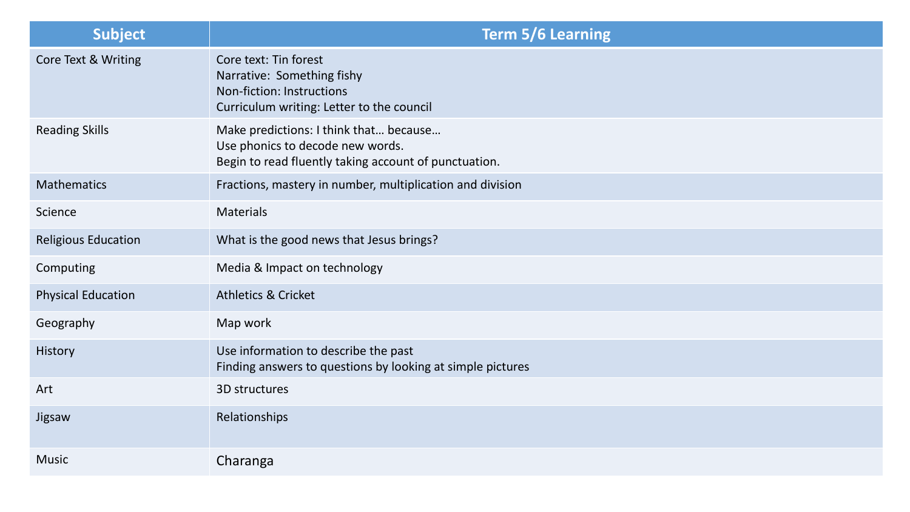| Subject | Term 5/6 Learning |
| --- | --- |
| Core Text & Writing | Core text: Tin forest<br>Narrative: Something fishy<br>Non-fiction: Instructions<br>Curriculum writing: Letter to the council |
| Reading Skills | Make predictions: I think that… because…<br>Use phonics to decode new words.<br>Begin to read fluently taking account of punctuation. |
| Mathematics | Fractions, mastery in number, multiplication and division |
| Science | Materials |
| Religious Education | What is the good news that Jesus brings? |
| Computing | Media & Impact on technology |
| Physical Education | Athletics & Cricket |
| Geography | Map work |
| History | Use information to describe the past<br>Finding answers to questions by looking at simple pictures |
| Art | 3D structures |
| Jigsaw | Relationships |
| Music | Charanga |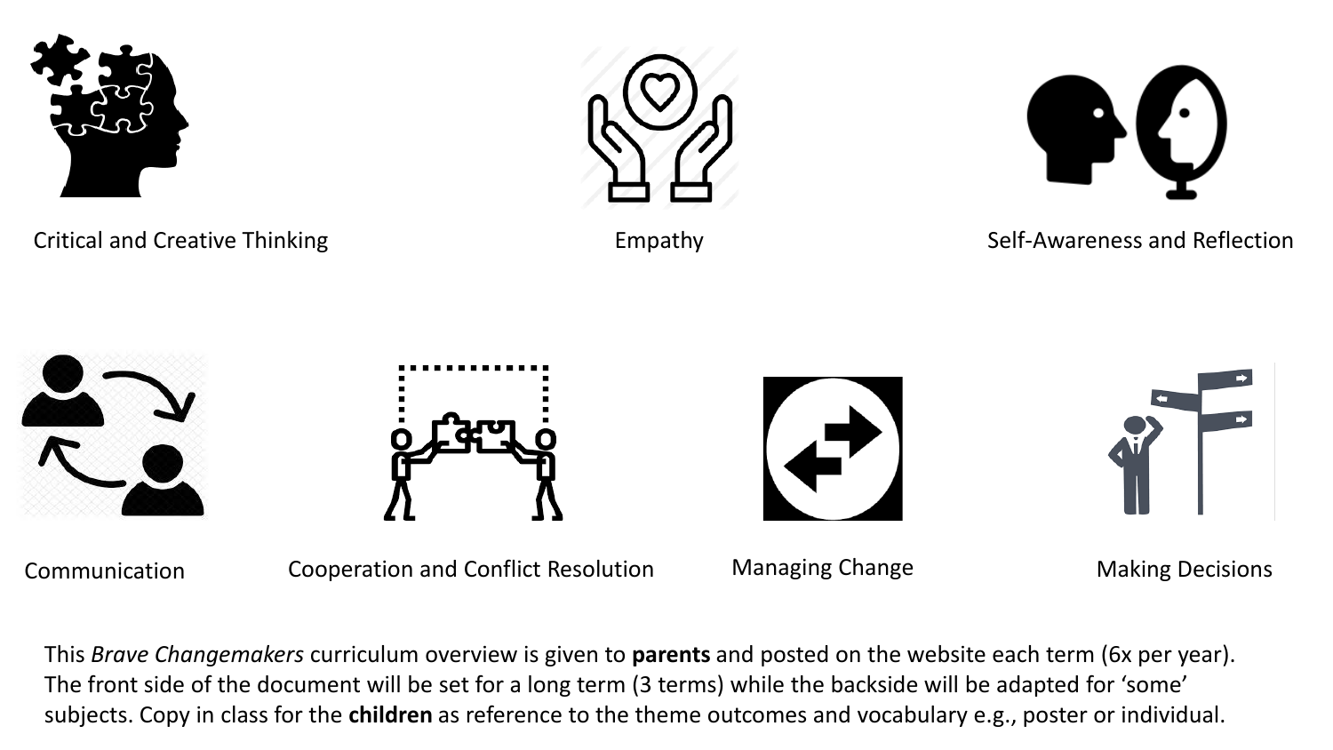Critical and Creative Thinking

Empathy

Self-Awareness and Reflection

Communication

Cooperation and Conflict Resolution

Managing Change

Making Decisions

This *Brave Changemakers* curriculum overview is given to **parents** and posted on the website each term (6x per year). The front side of the document will be set for a long term (3 terms) while the backside will be adapted for 'some' subjects. Copy in class for the **children** as reference to the theme outcomes and vocabulary e.g., poster or individual.